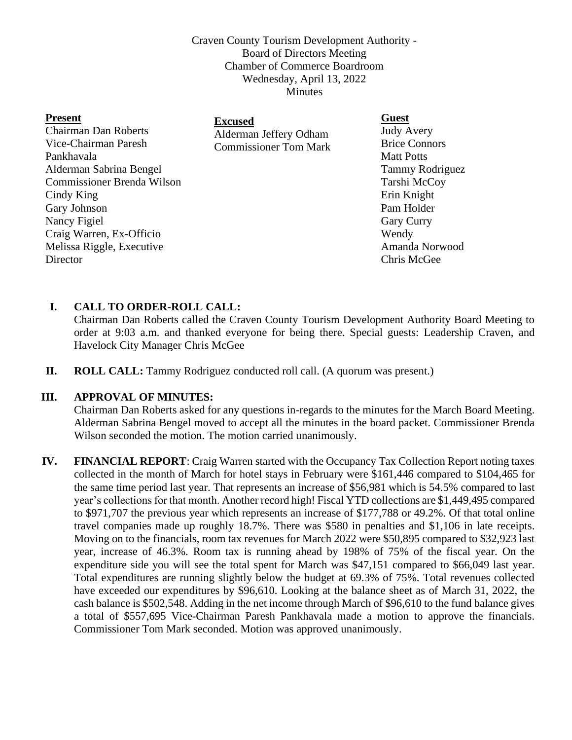Craven County Tourism Development Authority -
Board of Directors Meeting
Chamber of Commerce Boardroom
Wednesday, April 13, 2022
Minutes

| **Present** | **Excused** | **Guest** |
|---|---|---|
| Chairman Dan Roberts | Alderman Jeffery Odham | Judy Avery |
| Vice-Chairman Paresh Pankhavala | Commissioner Tom Mark | Brice Connors |
| Alderman Sabrina Bengel | | Matt Potts |
| Commissioner Brenda Wilson | | Tammy Rodriguez |
| Cindy King | | Tarshi McCoy |
| Gary Johnson | | Erin Knight |
| Nancy Figiel | | Pam Holder |
| Craig Warren, Ex-Officio | | Gary Curry |
| Melissa Riggle, Executive Director | | Wendy |
| | | Amanda Norwood |
| | | Chris McGee |

**I. CALL TO ORDER-ROLL CALL:**
Chairman Dan Roberts called the Craven County Tourism Development Authority Board Meeting to order at 9:03 a.m. and thanked everyone for being there. Special guests: Leadership Craven, and Havelock City Manager Chris McGee

**II. ROLL CALL:** Tammy Rodriguez conducted roll call. (A quorum was present.)

**III. APPROVAL OF MINUTES:**
Chairman Dan Roberts asked for any questions in-regards to the minutes for the March Board Meeting. Alderman Sabrina Bengel moved to accept all the minutes in the board packet. Commissioner Brenda Wilson seconded the motion. The motion carried unanimously.

**IV. FINANCIAL REPORT**: Craig Warren started with the Occupancy Tax Collection Report noting taxes collected in the month of March for hotel stays in February were $161,446 compared to $104,465 for the same time period last year. That represents an increase of $56,981 which is 54.5% compared to last year's collections for that month. Another record high! Fiscal YTD collections are $1,449,495 compared to $971,707 the previous year which represents an increase of $177,788 or 49.2%. Of that total online travel companies made up roughly 18.7%. There was $580 in penalties and $1,106 in late receipts. Moving on to the financials, room tax revenues for March 2022 were $50,895 compared to $32,923 last year, increase of 46.3%. Room tax is running ahead by 198% of 75% of the fiscal year. On the expenditure side you will see the total spent for March was $47,151 compared to $66,049 last year. Total expenditures are running slightly below the budget at 69.3% of 75%. Total revenues collected have exceeded our expenditures by $96,610. Looking at the balance sheet as of March 31, 2022, the cash balance is $502,548. Adding in the net income through March of $96,610 to the fund balance gives a total of $557,695 Vice-Chairman Paresh Pankhavala made a motion to approve the financials. Commissioner Tom Mark seconded. Motion was approved unanimously.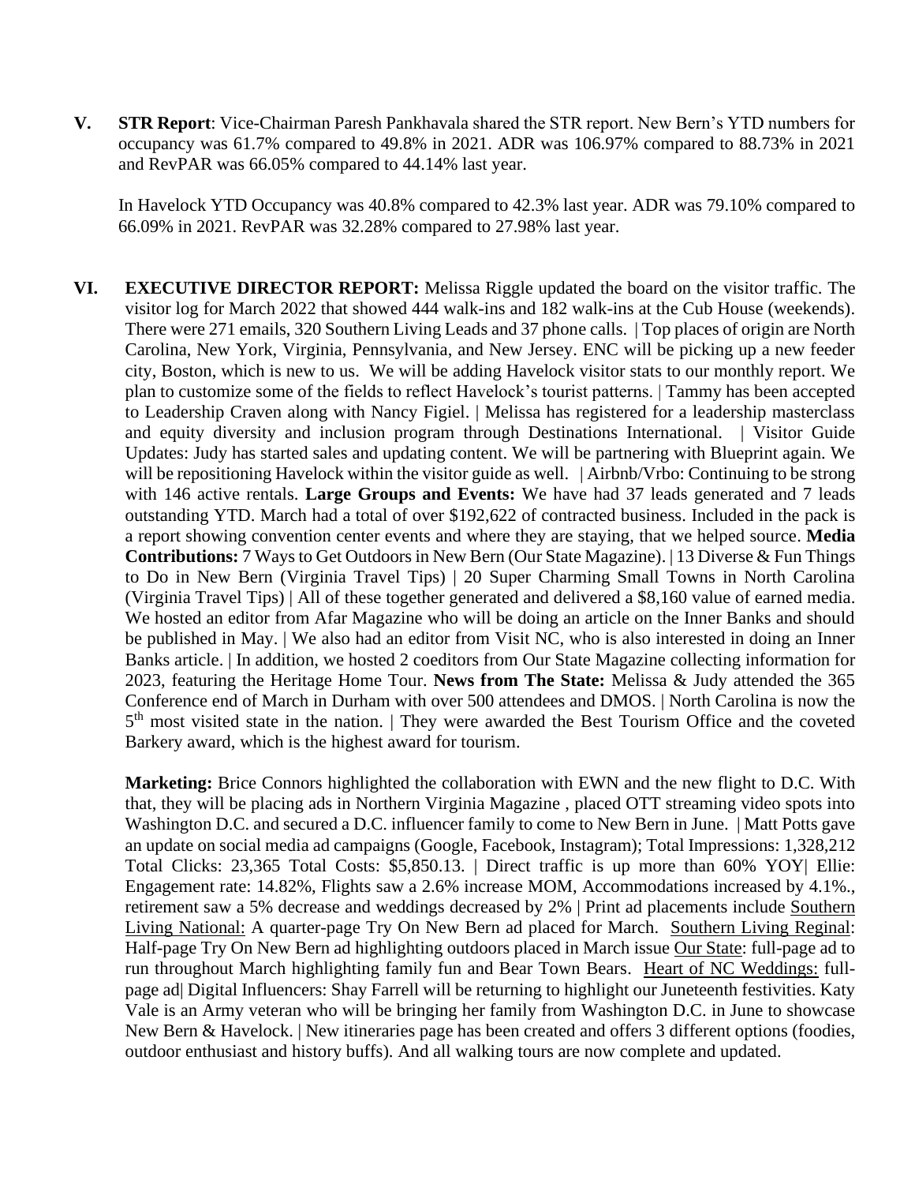**V. STR Report**: Vice-Chairman Paresh Pankhavala shared the STR report. New Bern's YTD numbers for occupancy was 61.7% compared to 49.8% in 2021. ADR was 106.97% compared to 88.73% in 2021 and RevPAR was 66.05% compared to 44.14% last year.

In Havelock YTD Occupancy was 40.8% compared to 42.3% last year. ADR was 79.10% compared to 66.09% in 2021. RevPAR was 32.28% compared to 27.98% last year.

**VI. EXECUTIVE DIRECTOR REPORT:** Melissa Riggle updated the board on the visitor traffic. The visitor log for March 2022 that showed 444 walk-ins and 182 walk-ins at the Cub House (weekends). There were 271 emails, 320 Southern Living Leads and 37 phone calls. | Top places of origin are North Carolina, New York, Virginia, Pennsylvania, and New Jersey. ENC will be picking up a new feeder city, Boston, which is new to us. We will be adding Havelock visitor stats to our monthly report. We plan to customize some of the fields to reflect Havelock's tourist patterns. | Tammy has been accepted to Leadership Craven along with Nancy Figiel. | Melissa has registered for a leadership masterclass and equity diversity and inclusion program through Destinations International. | Visitor Guide Updates: Judy has started sales and updating content. We will be partnering with Blueprint again. We will be repositioning Havelock within the visitor guide as well. | Airbnb/Vrbo: Continuing to be strong with 146 active rentals. **Large Groups and Events:** We have had 37 leads generated and 7 leads outstanding YTD. March had a total of over $192,622 of contracted business. Included in the pack is a report showing convention center events and where they are staying, that we helped source. **Media Contributions:** 7 Ways to Get Outdoors in New Bern (Our State Magazine). | 13 Diverse & Fun Things to Do in New Bern (Virginia Travel Tips) | 20 Super Charming Small Towns in North Carolina (Virginia Travel Tips) | All of these together generated and delivered a $8,160 value of earned media. We hosted an editor from Afar Magazine who will be doing an article on the Inner Banks and should be published in May. | We also had an editor from Visit NC, who is also interested in doing an Inner Banks article. | In addition, we hosted 2 coeditors from Our State Magazine collecting information for 2023, featuring the Heritage Home Tour. **News from The State:** Melissa & Judy attended the 365 Conference end of March in Durham with over 500 attendees and DMOS. | North Carolina is now the 5th most visited state in the nation. | They were awarded the Best Tourism Office and the coveted Barkery award, which is the highest award for tourism.

**Marketing:** Brice Connors highlighted the collaboration with EWN and the new flight to D.C. With that, they will be placing ads in Northern Virginia Magazine , placed OTT streaming video spots into Washington D.C. and secured a D.C. influencer family to come to New Bern in June. | Matt Potts gave an update on social media ad campaigns (Google, Facebook, Instagram); Total Impressions: 1,328,212 Total Clicks: 23,365 Total Costs: $5,850.13. | Direct traffic is up more than 60% YOY| Ellie: Engagement rate: 14.82%, Flights saw a 2.6% increase MOM, Accommodations increased by 4.1%., retirement saw a 5% decrease and weddings decreased by 2% | Print ad placements include <u>Southern Living National:</u> A quarter-page Try On New Bern ad placed for March. <u>Southern Living Reginal</u>: Half-page Try On New Bern ad highlighting outdoors placed in March issue <u>Our State</u>: full-page ad to run throughout March highlighting family fun and Bear Town Bears. <u>Heart of NC Weddings:</u> full-page ad| Digital Influencers: Shay Farrell will be returning to highlight our Juneteenth festivities. Katy Vale is an Army veteran who will be bringing her family from Washington D.C. in June to showcase New Bern & Havelock. | New itineraries page has been created and offers 3 different options (foodies, outdoor enthusiast and history buffs). And all walking tours are now complete and updated.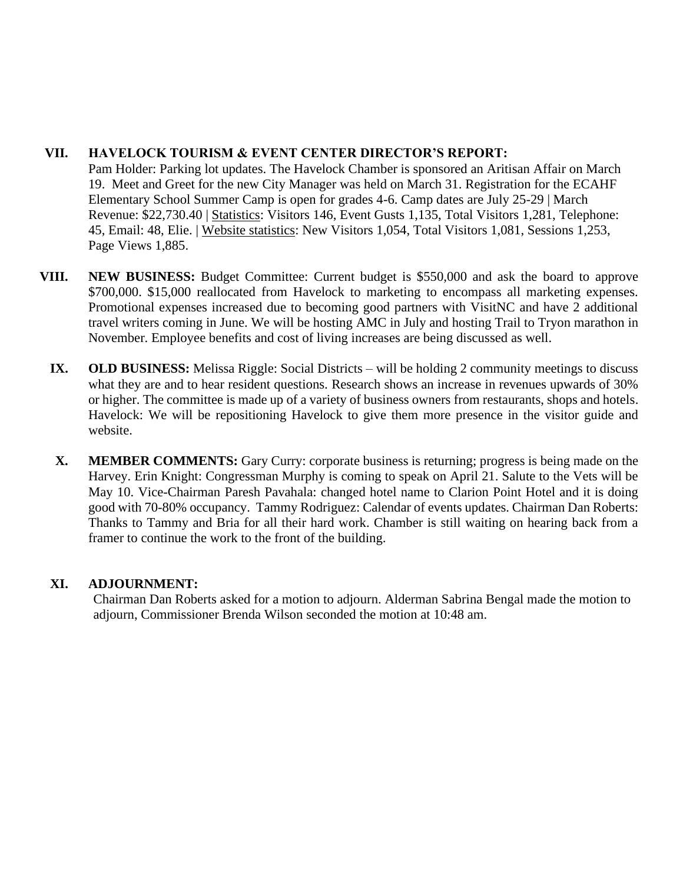## VII. HAVELOCK TOURISM & EVENT CENTER DIRECTOR'S REPORT:

Pam Holder: Parking lot updates. The Havelock Chamber is sponsored an Aritisan Affair on March 19. Meet and Greet for the new City Manager was held on March 31. Registration for the ECAHF Elementary School Summer Camp is open for grades 4-6. Camp dates are July 25-29 | March Revenue: $22,730.40 | Statistics: Visitors 146, Event Gusts 1,135, Total Visitors 1,281, Telephone: 45, Email: 48, Elie. | Website statistics: New Visitors 1,054, Total Visitors 1,081, Sessions 1,253, Page Views 1,885.

## VIII. NEW BUSINESS:

**NEW BUSINESS:** Budget Committee: Current budget is $550,000 and ask the board to approve $700,000. $15,000 reallocated from Havelock to marketing to encompass all marketing expenses. Promotional expenses increased due to becoming good partners with VisitNC and have 2 additional travel writers coming in June. We will be hosting AMC in July and hosting Trail to Tryon marathon in November. Employee benefits and cost of living increases are being discussed as well.

## IX. OLD BUSINESS:

**OLD BUSINESS:** Melissa Riggle: Social Districts – will be holding 2 community meetings to discuss what they are and to hear resident questions. Research shows an increase in revenues upwards of 30% or higher. The committee is made up of a variety of business owners from restaurants, shops and hotels. Havelock: We will be repositioning Havelock to give them more presence in the visitor guide and website.

## X. MEMBER COMMENTS:

**MEMBER COMMENTS:** Gary Curry: corporate business is returning; progress is being made on the Harvey. Erin Knight: Congressman Murphy is coming to speak on April 21. Salute to the Vets will be May 10. Vice-Chairman Paresh Pavahala: changed hotel name to Clarion Point Hotel and it is doing good with 70-80% occupancy. Tammy Rodriguez: Calendar of events updates. Chairman Dan Roberts: Thanks to Tammy and Bria for all their hard work. Chamber is still waiting on hearing back from a framer to continue the work to the front of the building.

## XI. ADJOURNMENT:

Chairman Dan Roberts asked for a motion to adjourn. Alderman Sabrina Bengal made the motion to adjourn, Commissioner Brenda Wilson seconded the motion at 10:48 am.